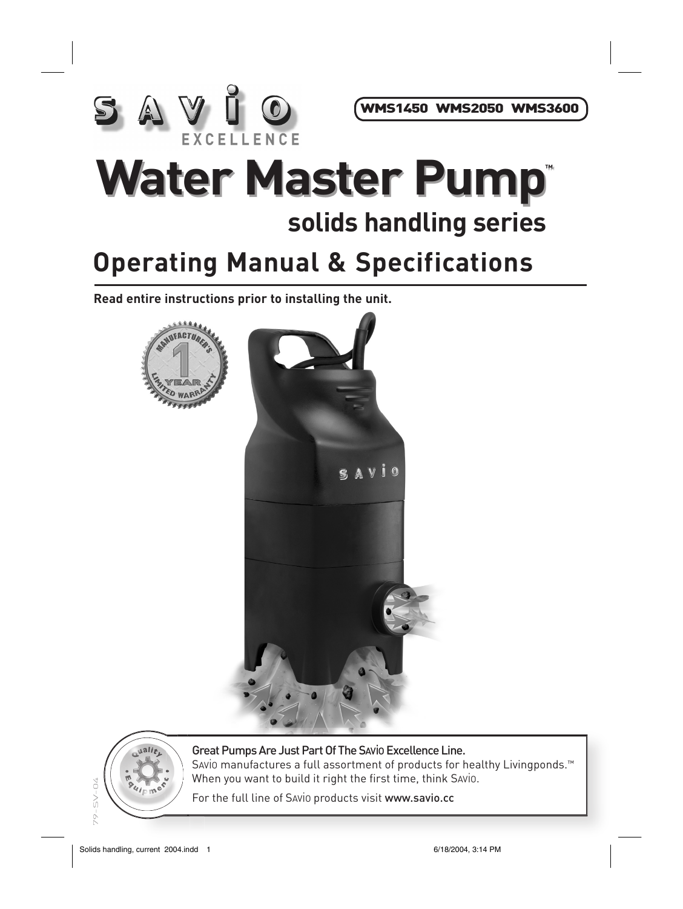SAVIO EXCELLENCE

WMS1450 WMS2050 WMS3600

# Water Master Pump™

## solids handling series

# Operating Manual & Specifications

**Read entire instructions prior to installing the unit.**

MANUFACTURER'S 1 YEAR LIMITED WARRANTY

**Great Pumps Are Just Part Of The SAVIO Excellence Line.**

SAVIO manufactures a full assortment of products for healthy Livingponds.™ When you want to build it right the first time, think SAVIO.

For the full line of SAVIO products visit www.savio.cc

79-SV-04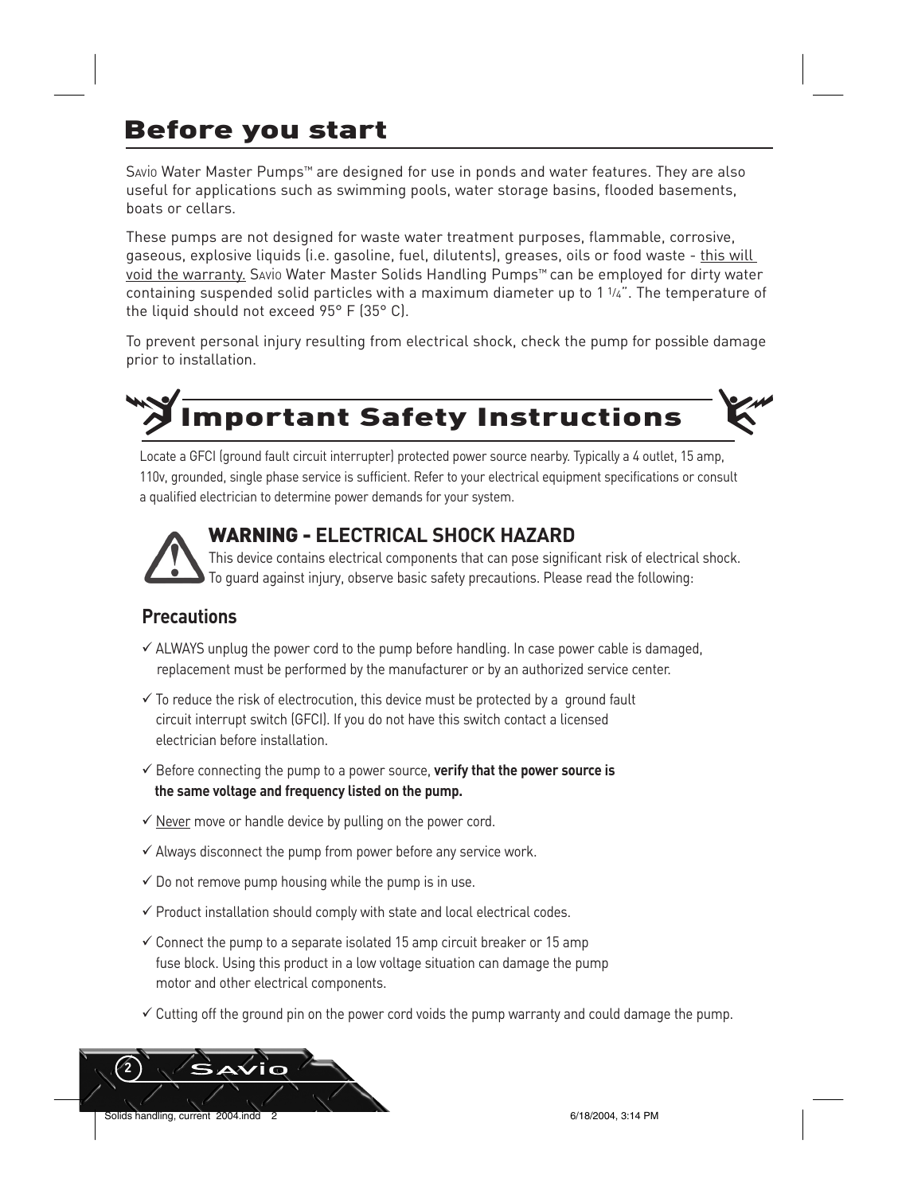# Before you start

SAVIO Water Master Pumps™ are designed for use in ponds and water features. They are also useful for applications such as swimming pools, water storage basins, flooded basements, boats or cellars.

These pumps are not designed for waste water treatment purposes, flammable, corrosive, gaseous, explosive liquids (i.e. gasoline, fuel, dilutents), greases, oils or food waste - this will void the warranty. SAVIO Water Master Solids Handling Pumps™ can be employed for dirty water containing suspended solid particles with a maximum diameter up to 1 1/4". The temperature of the liquid should not exceed 95° F (35° C).

To prevent personal injury resulting from electrical shock, check the pump for possible damage prior to installation.

# Important Safety Instructions

Locate a GFCI (ground fault circuit interrupter) protected power source nearby. Typically a 4 outlet, 15 amp, 110v, grounded, single phase service is sufficient. Refer to your electrical equipment specifications or consult a qualified electrician to determine power demands for your system.

## WARNING - ELECTRICAL SHOCK HAZARD

This device contains electrical components that can pose significant risk of electrical shock. To guard against injury, observe basic safety precautions. Please read the following:

### Precautions

- ✓ ALWAYS unplug the power cord to the pump before handling. In case power cable is damaged, replacement must be performed by the manufacturer or by an authorized service center.
- ✓ To reduce the risk of electrocution, this device must be protected by a ground fault circuit interrupt switch (GFCI). If you do not have this switch contact a licensed electrician before installation.
- ✓ Before connecting the pump to a power source, **verify that the power source is the same voltage and frequency listed on the pump.**
- ✓ Never move or handle device by pulling on the power cord.
- ✓ Always disconnect the pump from power before any service work.
- ✓ Do not remove pump housing while the pump is in use.
- ✓ Product installation should comply with state and local electrical codes.
- ✓ Connect the pump to a separate isolated 15 amp circuit breaker or 15 amp fuse block. Using this product in a low voltage situation can damage the pump motor and other electrical components.
- ✓ Cutting off the ground pin on the power cord voids the pump warranty and could damage the pump.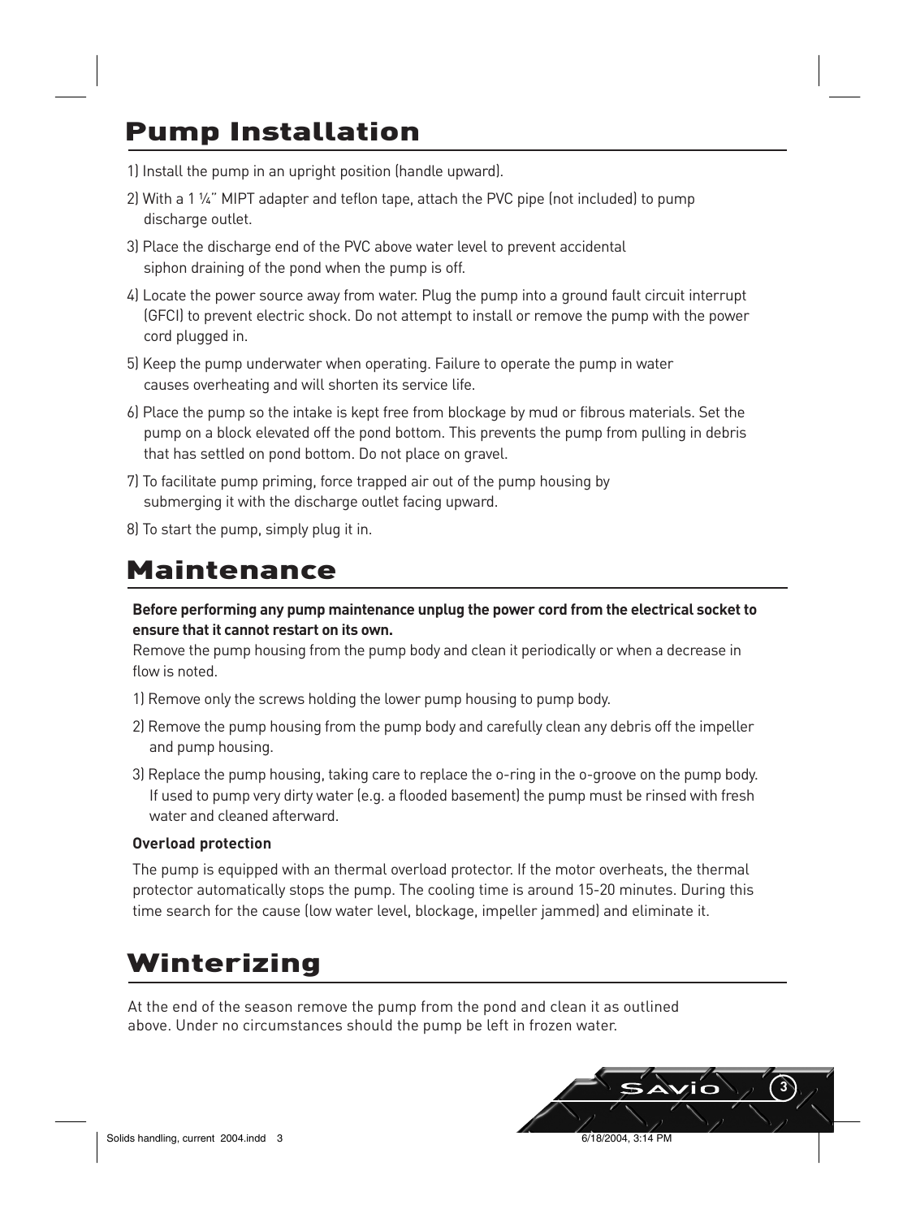# Pump Installation

1) Install the pump in an upright position (handle upward).
2) With a 1 ¼" MIPT adapter and teflon tape, attach the PVC pipe (not included) to pump discharge outlet.
3) Place the discharge end of the PVC above water level to prevent accidental siphon draining of the pond when the pump is off.
4) Locate the power source away from water. Plug the pump into a ground fault circuit interrupt (GFCI) to prevent electric shock. Do not attempt to install or remove the pump with the power cord plugged in.
5) Keep the pump underwater when operating. Failure to operate the pump in water causes overheating and will shorten its service life.
6) Place the pump so the intake is kept free from blockage by mud or fibrous materials. Set the pump on a block elevated off the pond bottom. This prevents the pump from pulling in debris that has settled on pond bottom. Do not place on gravel.
7) To facilitate pump priming, force trapped air out of the pump housing by submerging it with the discharge outlet facing upward.
8) To start the pump, simply plug it in.

# Maintenance

**Before performing any pump maintenance unplug the power cord from the electrical socket to ensure that it cannot restart on its own.**

Remove the pump housing from the pump body and clean it periodically or when a decrease in flow is noted.

1) Remove only the screws holding the lower pump housing to pump body.
2) Remove the pump housing from the pump body and carefully clean any debris off the impeller and pump housing.
3) Replace the pump housing, taking care to replace the o-ring in the o-groove on the pump body. If used to pump very dirty water (e.g. a flooded basement) the pump must be rinsed with fresh water and cleaned afterward.

**Overload protection**

The pump is equipped with an thermal overload protector. If the motor overheats, the thermal protector automatically stops the pump. The cooling time is around 15-20 minutes. During this time search for the cause (low water level, blockage, impeller jammed) and eliminate it.

# Winterizing

At the end of the season remove the pump from the pond and clean it as outlined above. Under no circumstances should the pump be left in frozen water.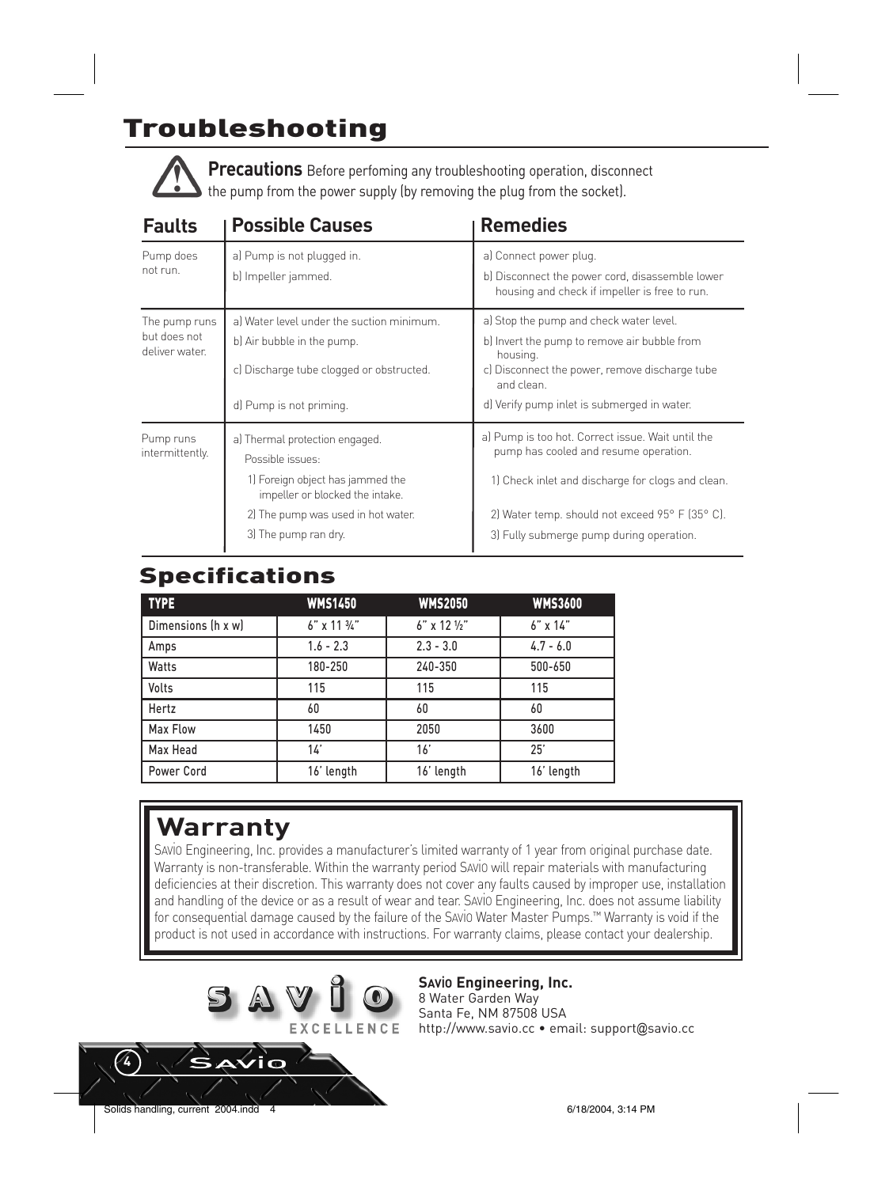# Troubleshooting

**Precautions** Before perfoming any troubleshooting operation, disconnect the pump from the power supply (by removing the plug from the socket).

| Faults | Possible Causes | Remedies |
|---|---|---|
| Pump does not run. | a) Pump is not plugged in.<br>b) Impeller jammed. | a) Connect power plug.<br>b) Disconnect the power cord, disassemble lower housing and check if impeller is free to run. |
| The pump runs but does not deliver water. | a) Water level under the suction minimum.<br>b) Air bubble in the pump.<br>c) Discharge tube clogged or obstructed.<br>d) Pump is not priming. | a) Stop the pump and check water level.<br>b) Invert the pump to remove air bubble from housing.<br>c) Disconnect the power, remove discharge tube and clean.<br>d) Verify pump inlet is submerged in water. |
| Pump runs intermittently. | a) Thermal protection engaged.<br>Possible issues:<br>1) Foreign object has jammed the impeller or blocked the intake.<br>2) The pump was used in hot water.<br>3) The pump ran dry. | a) Pump is too hot. Correct issue. Wait until the pump has cooled and resume operation.<br>1) Check inlet and discharge for clogs and clean.<br>2) Water temp. should not exceed 95° F (35° C).<br>3) Fully submerge pump during operation. |

## Specifications

| TYPE | WMS1450 | WMS2050 | WMS3600 |
|---|---|---|---|
| Dimensions (h x w) | 6" x 11 ¾" | 6" x 12 ½" | 6" x 14" |
| Amps | 1.6 - 2.3 | 2.3 - 3.0 | 4.7 - 6.0 |
| Watts | 180-250 | 240-350 | 500-650 |
| Volts | 115 | 115 | 115 |
| Hertz | 60 | 60 | 60 |
| Max Flow | 1450 | 2050 | 3600 |
| Max Head | 14' | 16' | 25' |
| Power Cord | 16' length | 16' length | 16' length |

## Warranty

SAVIO Engineering, Inc. provides a manufacturer's limited warranty of 1 year from original purchase date. Warranty is non-transferable. Within the warranty period SAVIO will repair materials with manufacturing deficiencies at their discretion. This warranty does not cover any faults caused by improper use, installation and handling of the device or as a result of wear and tear. SAVIO Engineering, Inc. does not assume liability for consequential damage caused by the failure of the SAVIO Water Master Pumps.™ Warranty is void if the product is not used in accordance with instructions. For warranty claims, please contact your dealership.

SAVIO EXCELLENCE

**SAVIO Engineering, Inc.**
8 Water Garden Way
Santa Fe, NM 87508 USA
http://www.savio.cc • email: support@savio.cc